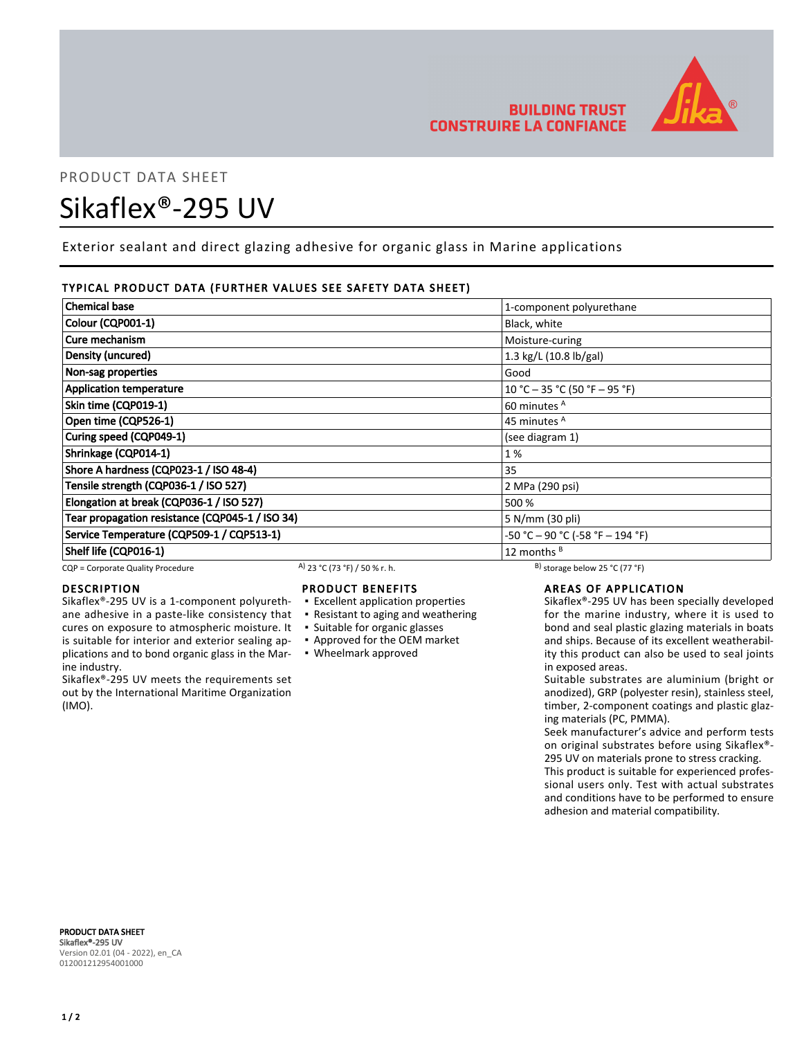BUILDING TRUST
CONSTRUIRE LA CONFIANCE

PRODUCT DATA SHEET

# Sikaflex®-295 UV

Exterior sealant and direct glazing adhesive for organic glass in Marine applications

## TYPICAL PRODUCT DATA (FURTHER VALUES SEE SAFETY DATA SHEET)

| Property | Value |
|---|---|
| **Chemical base** | 1-component polyurethane |
| **Colour (CQP001-1)** | Black, white |
| **Cure mechanism** | Moisture-curing |
| **Density (uncured)** | 1.3 kg/L (10.8 lb/gal) |
| **Non-sag properties** | Good |
| **Application temperature** | 10 °C – 35 °C (50 °F – 95 °F) |
| **Skin time (CQP019-1)** | 60 minutes [A] |
| **Open time (CQP526-1)** | 45 minutes [A] |
| **Curing speed (CQP049-1)** | (see diagram 1) |
| **Shrinkage (CQP014-1)** | 1 % |
| **Shore A hardness (CQP023-1 / ISO 48-4)** | 35 |
| **Tensile strength (CQP036-1 / ISO 527)** | 2 MPa (290 psi) |
| **Elongation at break (CQP036-1 / ISO 527)** | 500 % |
| **Tear propagation resistance (CQP045-1 / ISO 34)** | 5 N/mm (30 pli) |
| **Service Temperature (CQP509-1 / CQP513-1)** | -50 °C – 90 °C (-58 °F – 194 °F) |
| **Shelf life (CQP016-1)** | 12 months [B] |

CQP = Corporate Quality Procedure    A) 23 °C (73 °F) / 50 % r. h.    B) storage below 25 °C (77 °F)

## DESCRIPTION

Sikaflex®-295 UV is a 1-component polyurethane adhesive in a paste-like consistency that cures on exposure to atmospheric moisture. It is suitable for interior and exterior sealing applications and to bond organic glass in the Marine industry.

Sikaflex®-295 UV meets the requirements set out by the International Maritime Organization (IMO).

## PRODUCT BENEFITS

- Excellent application properties
- Resistant to aging and weathering
- Suitable for organic glasses
- Approved for the OEM market
- Wheelmark approved

## AREAS OF APPLICATION

Sikaflex®-295 UV has been specially developed for the marine industry, where it is used to bond and seal plastic glazing materials in boats and ships. Because of its excellent weatherability this product can also be used to seal joints in exposed areas.

Suitable substrates are aluminium (bright or anodized), GRP (polyester resin), stainless steel, timber, 2-component coatings and plastic glazing materials (PC, PMMA).

Seek manufacturer's advice and perform tests on original substrates before using Sikaflex®-295 UV on materials prone to stress cracking.

This product is suitable for experienced professional users only. Test with actual substrates and conditions have to be performed to ensure adhesion and material compatibility.

**PRODUCT DATA SHEET**
**Sikaflex®-295 UV**
Version 02.01 (04 - 2022), en_CA
012001212954001000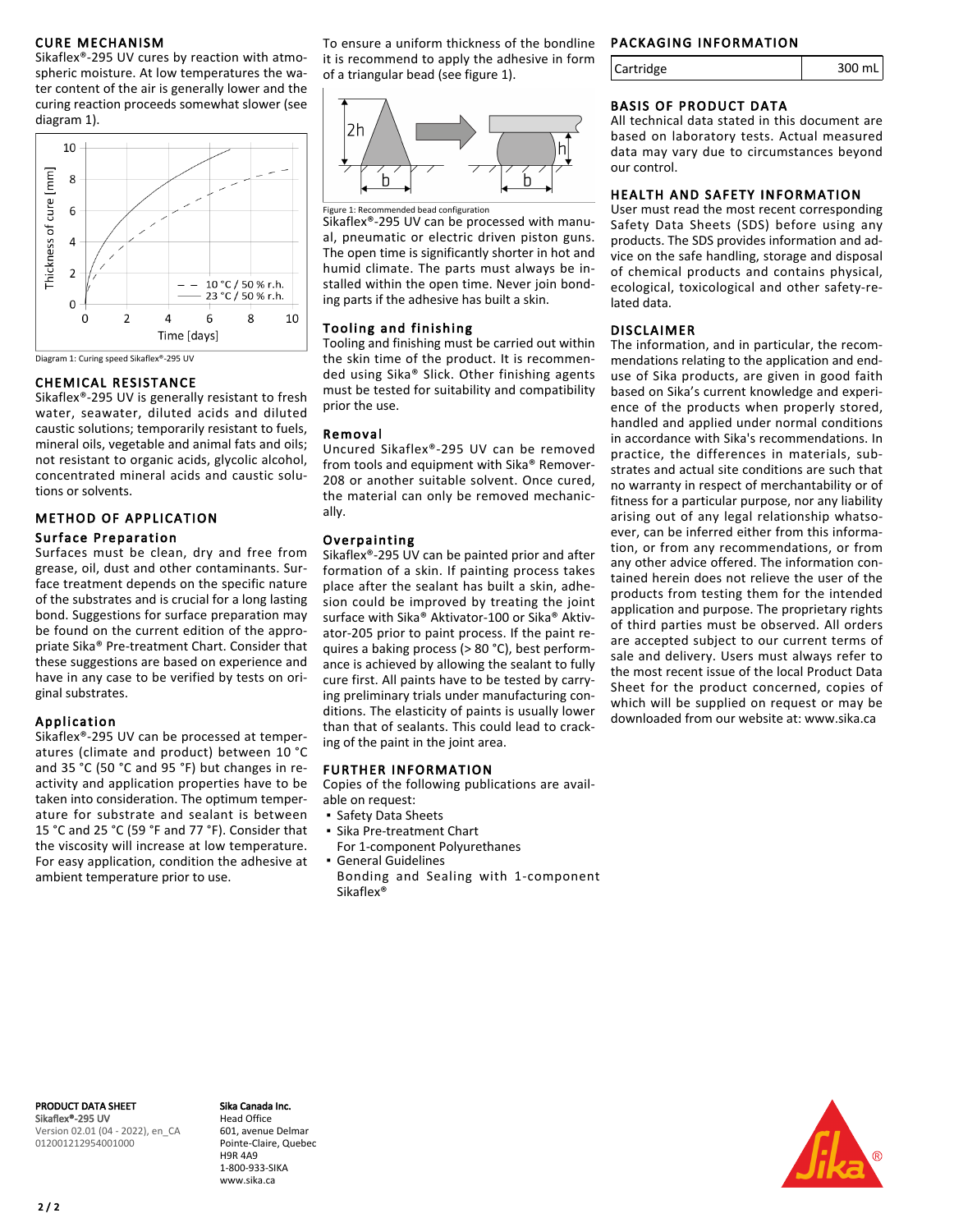## CURE MECHANISM

Sikaflex®-295 UV cures by reaction with atmospheric moisture. At low temperatures the water content of the air is generally lower and the curing reaction proceeds somewhat slower (see diagram 1).

Thickness of cure [mm]
10
8
6
4
2
0
0 2 4 6 8 10
Time [days]
10 °C / 50 % r.h.
23 °C / 50 % r.h.

Diagram 1: Curing speed Sikaflex®-295 UV

## CHEMICAL RESISTANCE

Sikaflex®-295 UV is generally resistant to fresh water, seawater, diluted acids and diluted caustic solutions; temporarily resistant to fuels, mineral oils, vegetable and animal fats and oils; not resistant to organic acids, glycolic alcohol, concentrated mineral acids and caustic solutions or solvents.

## METHOD OF APPLICATION

### Surface Preparation

Surfaces must be clean, dry and free from grease, oil, dust and other contaminants. Surface treatment depends on the specific nature of the substrates and is crucial for a long lasting bond. Suggestions for surface preparation may be found on the current edition of the appropriate Sika® Pre-treatment Chart. Consider that these suggestions are based on experience and have in any case to be verified by tests on original substrates.

### Application

Sikaflex®-295 UV can be processed at temperatures (climate and product) between 10 °C and 35 °C (50 °C and 95 °F) but changes in reactivity and application properties have to be taken into consideration. The optimum temperature for substrate and sealant is between 15 °C and 25 °C (59 °F and 77 °F). Consider that the viscosity will increase at low temperature. For easy application, condition the adhesive at ambient temperature prior to use.

To ensure a uniform thickness of the bondline it is recommend to apply the adhesive in form of a triangular bead (see figure 1).

2h
h
b
b

Figure 1: Recommended bead configuration

Sikaflex®-295 UV can be processed with manual, pneumatic or electric driven piston guns. The open time is significantly shorter in hot and humid climate. The parts must always be installed within the open time. Never join bonding parts if the adhesive has built a skin.

### Tooling and finishing

Tooling and finishing must be carried out within the skin time of the product. It is recommended using Sika® Slick. Other finishing agents must be tested for suitability and compatibility prior the use.

### Removal

Uncured Sikaflex®-295 UV can be removed from tools and equipment with Sika® Remover-208 or another suitable solvent. Once cured, the material can only be removed mechanically.

### Overpainting

Sikaflex®-295 UV can be painted prior and after formation of a skin. If painting process takes place after the sealant has built a skin, adhesion could be improved by treating the joint surface with Sika® Aktivator-100 or Sika® Aktivator-205 prior to paint process. If the paint requires a baking process (> 80 °C), best performance is achieved by allowing the sealant to fully cure first. All paints have to be tested by carrying preliminary trials under manufacturing conditions. The elasticity of paints is usually lower than that of sealants. This could lead to cracking of the paint in the joint area.

## FURTHER INFORMATION

Copies of the following publications are available on request:

- Safety Data Sheets
- Sika Pre-treatment Chart
  For 1-component Polyurethanes
- General Guidelines
  Bonding and Sealing with 1-component Sikaflex®

## PACKAGING INFORMATION

| | |
|---|---|
| Cartridge | 300 mL |

## BASIS OF PRODUCT DATA

All technical data stated in this document are based on laboratory tests. Actual measured data may vary due to circumstances beyond our control.

## HEALTH AND SAFETY INFORMATION

User must read the most recent corresponding Safety Data Sheets (SDS) before using any products. The SDS provides information and advice on the safe handling, storage and disposal of chemical products and contains physical, ecological, toxicological and other safety-related data.

## DISCLAIMER

The information, and in particular, the recommendations relating to the application and end-use of Sika products, are given in good faith based on Sika's current knowledge and experience of the products when properly stored, handled and applied under normal conditions in accordance with Sika's recommendations. In practice, the differences in materials, substrates and actual site conditions are such that no warranty in respect of merchantability or of fitness for a particular purpose, nor any liability arising out of any legal relationship whatsoever, can be inferred either from this information, or from any recommendations, or from any other advice offered. The information contained herein does not relieve the user of the products from testing them for the intended application and purpose. The proprietary rights of third parties must be observed. All orders are accepted subject to our current terms of sale and delivery. Users must always refer to the most recent issue of the local Product Data Sheet for the product concerned, copies of which will be supplied on request or may be downloaded from our website at: www.sika.ca

**PRODUCT DATA SHEET**
**Sikaflex®-295 UV**
Version 02.01 (04 - 2022), en_CA
012001212954001000

**Sika Canada Inc.**
Head Office
601, avenue Delmar
Pointe-Claire, Quebec
H9R 4A9
1-800-933-SIKA
www.sika.ca